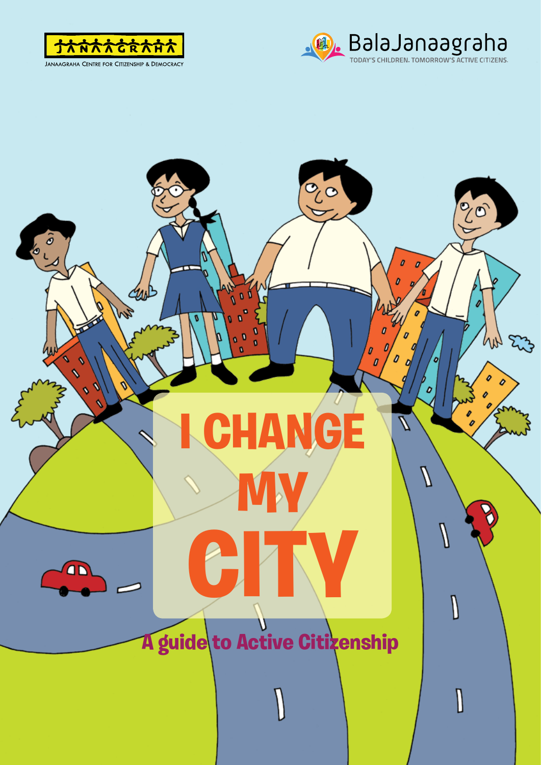JANAAGRAHA

Janaagraha Centre for Citizenship & Democracy

BalaJanaagraha

TODAY'S CHILDREN. TOMORROW'S ACTIVE CITIZENS.

# I CHANGE MY CITY

## A guide to Active Citizenship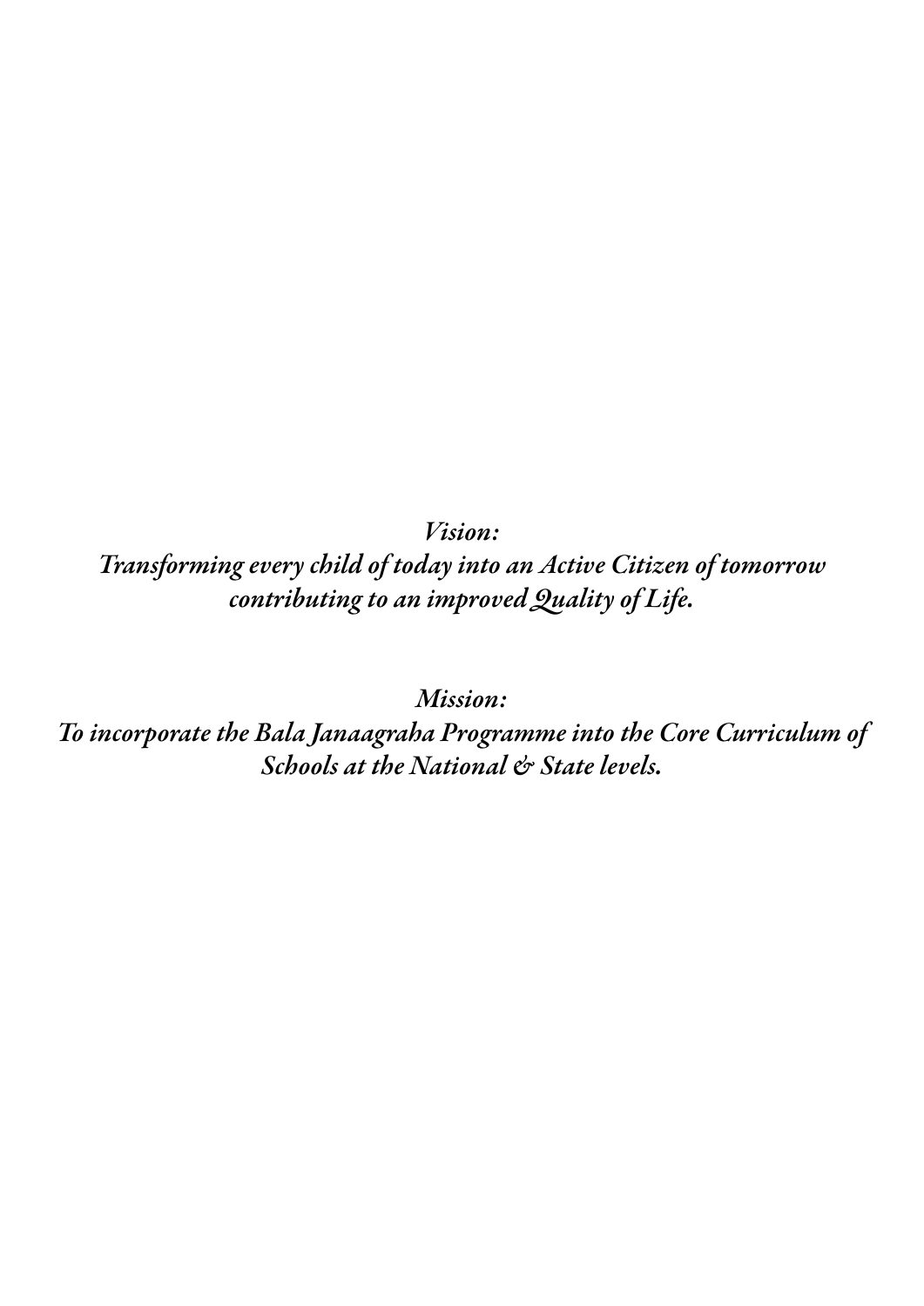*Vision:*
*Transforming every child of today into an Active Citizen of tomorrow contributing to an improved Quality of Life.*

*Mission:*
*To incorporate the Bala Janaagraha Programme into the Core Curriculum of Schools at the National & State levels.*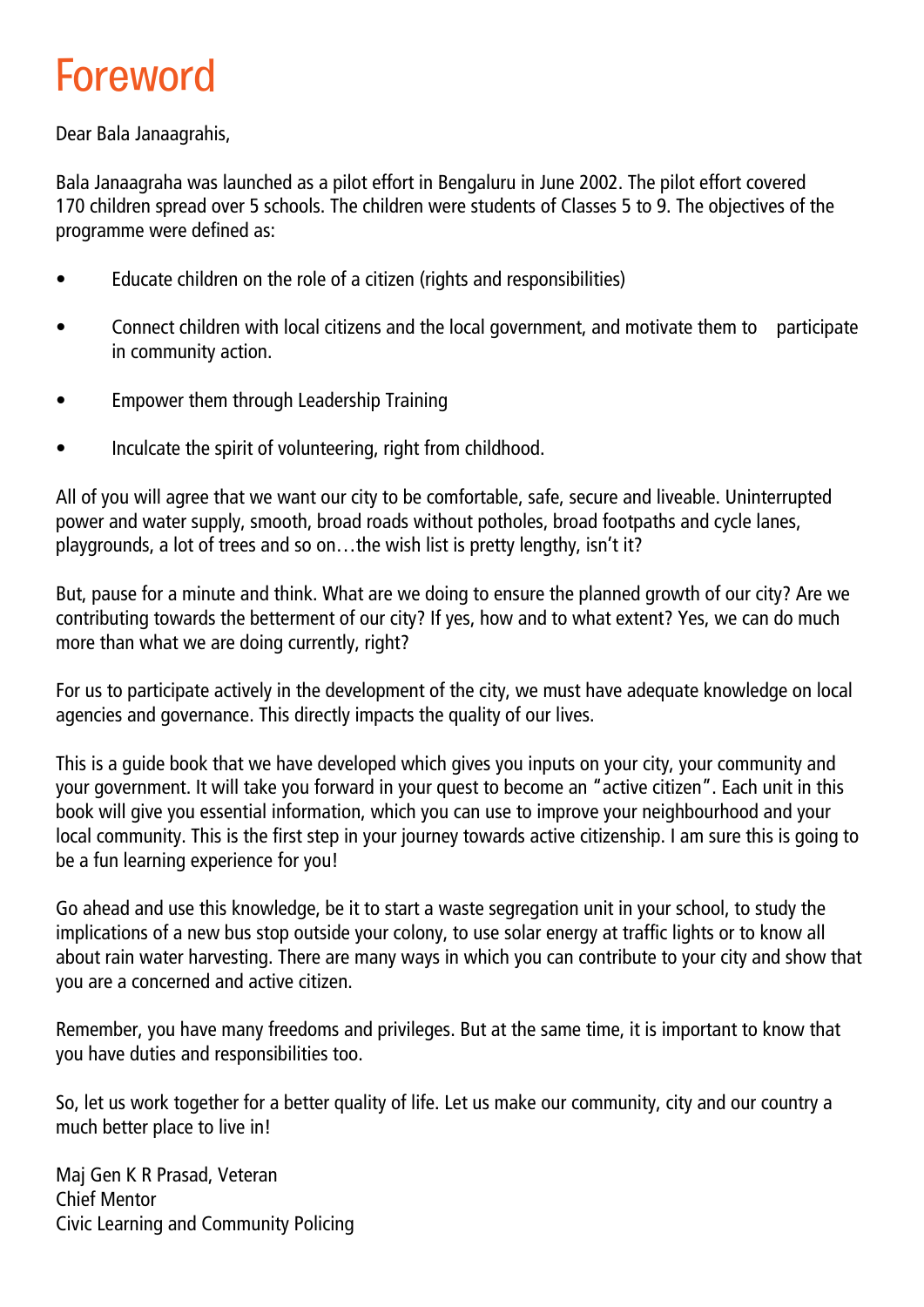# Foreword

Dear Bala Janaagrahis,

Bala Janaagraha was launched as a pilot effort in Bengaluru in June 2002. The pilot effort covered 170 children spread over 5 schools. The children were students of Classes 5 to 9. The objectives of the programme were defined as:

- Educate children on the role of a citizen (rights and responsibilities)
- Connect children with local citizens and the local government, and motivate them to participate in community action.
- Empower them through Leadership Training
- Inculcate the spirit of volunteering, right from childhood.

All of you will agree that we want our city to be comfortable, safe, secure and liveable. Uninterrupted power and water supply, smooth, broad roads without potholes, broad footpaths and cycle lanes, playgrounds, a lot of trees and so on…the wish list is pretty lengthy, isn't it?

But, pause for a minute and think. What are we doing to ensure the planned growth of our city? Are we contributing towards the betterment of our city? If yes, how and to what extent? Yes, we can do much more than what we are doing currently, right?

For us to participate actively in the development of the city, we must have adequate knowledge on local agencies and governance. This directly impacts the quality of our lives.

This is a guide book that we have developed which gives you inputs on your city, your community and your government. It will take you forward in your quest to become an "active citizen". Each unit in this book will give you essential information, which you can use to improve your neighbourhood and your local community. This is the first step in your journey towards active citizenship. I am sure this is going to be a fun learning experience for you!

Go ahead and use this knowledge, be it to start a waste segregation unit in your school, to study the implications of a new bus stop outside your colony, to use solar energy at traffic lights or to know all about rain water harvesting. There are many ways in which you can contribute to your city and show that you are a concerned and active citizen.

Remember, you have many freedoms and privileges. But at the same time, it is important to know that you have duties and responsibilities too.

So, let us work together for a better quality of life. Let us make our community, city and our country a much better place to live in!

Maj Gen K R Prasad, Veteran
Chief Mentor
Civic Learning and Community Policing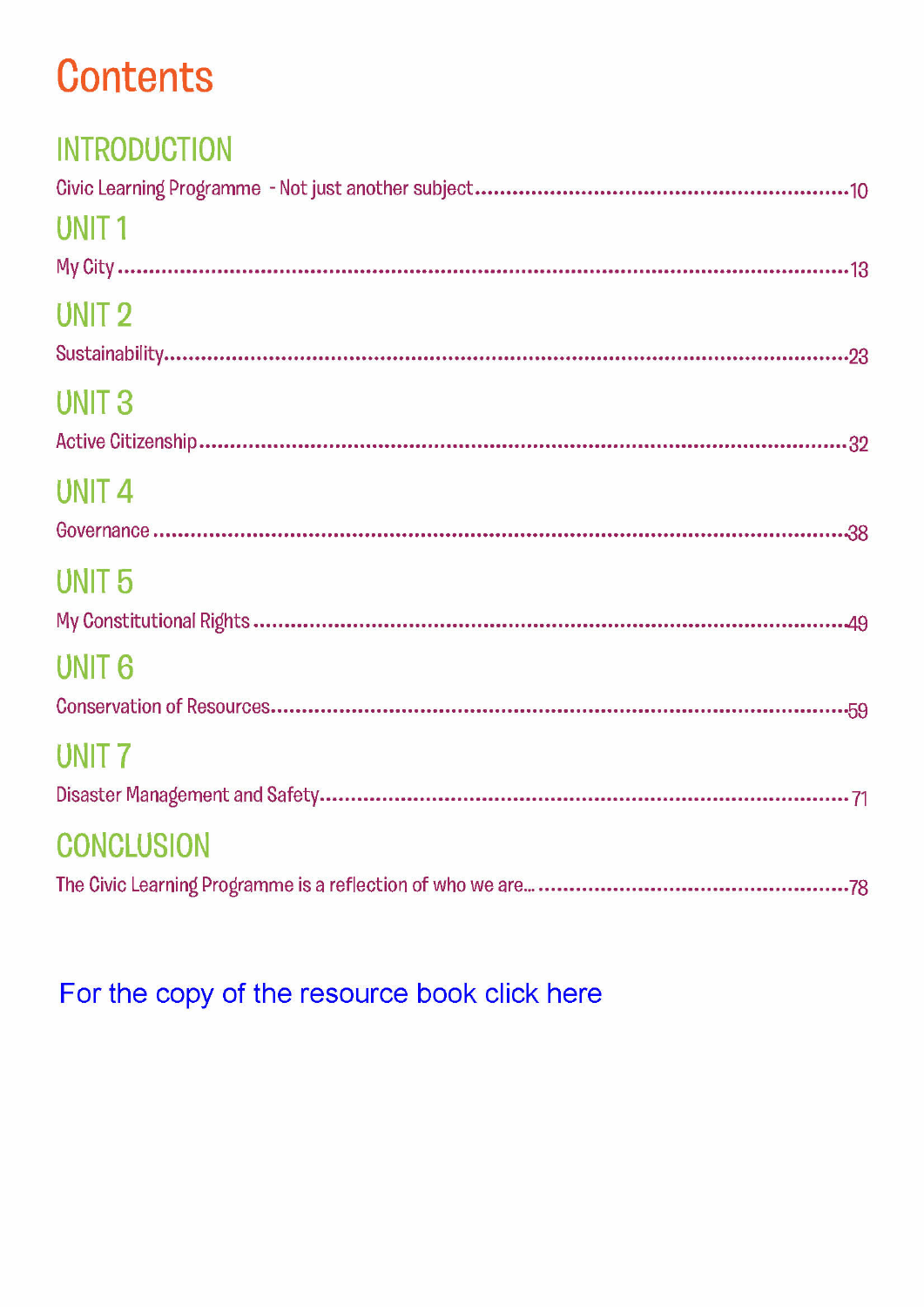# Contents

## INTRODUCTION

Civic Learning Programme - Not just another subject ........................................ 10

## UNIT 1

My City ........................................ 13

## UNIT 2

Sustainability ........................................ 23

## UNIT 3

Active Citizenship ........................................ 32

## UNIT 4

Governance ........................................ 38

## UNIT 5

My Constitutional Rights ........................................ 49

## UNIT 6

Conservation of Resources ........................................ 59

## UNIT 7

Disaster Management and Safety ........................................ 71

## CONCLUSION

The Civic Learning Programme is a reflection of who we are... ........................................ 78

For the copy of the resource book click here